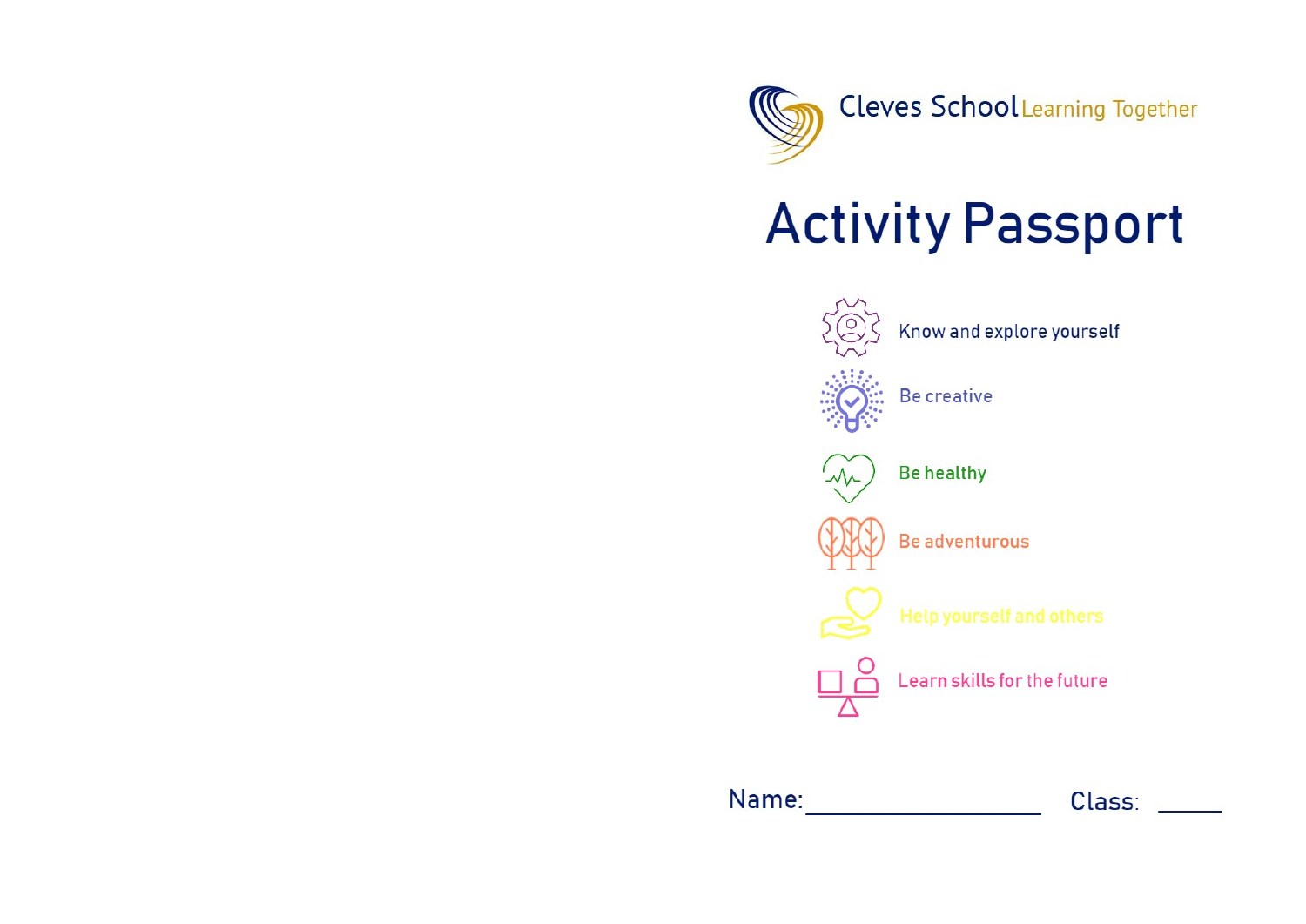Cleves School Learning Together

# Activity Passport

- Know and explore yourself
- Be creative
- Be healthy
- Be adventurous
- Help yourself and others
- Learn skills for the future

Name: ____________________ Class: _____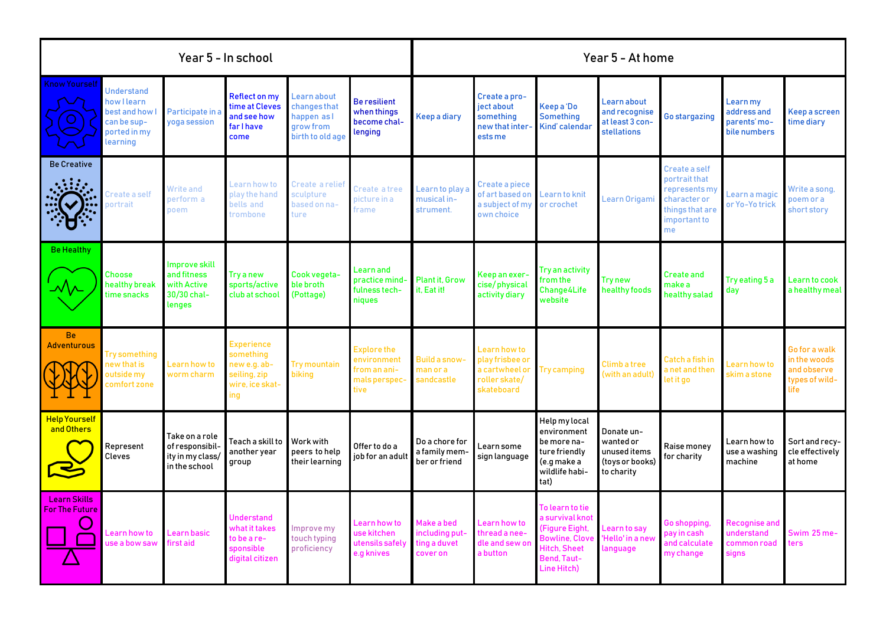| | Year 5 - In school | | | | | Year 5 - At home | | | | | | |
|---|---|---|---|---|---|---|---|---|---|---|---|---|
| Know Yourself | Understand how I learn best and how I can be supported in my learning | Participate in a yoga session | Reflect on my time at Cleves and see how far I have come | Learn about changes that happen as I grow from birth to old age | Be resilient when things become challenging | Keep a diary | Create a project about something new that interests me | Keep a 'Do Something Kind' calendar | Learn about and recognise at least 3 constellations | Go stargazing | Learn my address and parents' mobile numbers | Keep a screen time diary |
| Be Creative | Create a self portrait | Write and perform a poem | Learn how to play the hand bells and trombone | Create a relief sculpture based on nature | Create a tree picture in a frame | Learn to play a musical instrument. | Create a piece of art based on a subject of my own choice | Learn to knit or crochet | Learn Origami | Create a self portrait that represents my character or things that are important to me | Learn a magic or Yo-Yo trick | Write a song, poem or a short story |
| Be Healthy | Choose healthy break time snacks | Improve skill and fitness with Active 30/30 challenges | Try a new sports/active club at school | Cook vegetable broth (Pottage) | Learn and practice mindfulness techniques | Plant it, Grow it, Eat it! | Keep an exercise/physical activity diary | Try an activity from the Change4Life website | Try new healthy foods | Create and make a healthy salad | Try eating 5 a day | Learn to cook a healthy meal |
| Be Adventurous | Try something new that is outside my comfort zone | Learn how to worm charm | Experience something new e.g. abseiling, zip wire, ice skating | Try mountain biking | Explore the environment from an animals perspective | Build a snowman or a sandcastle | Learn how to play frisbee or a cartwheel or roller skate/skateboard | Try camping | Climb a tree (with an adult) | Catch a fish in a net and then let it go | Learn how to skim a stone | Go for a walk in the woods and observe types of wildlife |
| Help Yourself and Others | Represent Cleves | Take on a role of responsibility in my class/in the school | Teach a skill to another year group | Work with peers to help their learning | Offer to do a job for an adult | Do a chore for a family member or friend | Learn some sign language | Help my local environment be more nature friendly (e.g make a wildlife habitat) | Donate unwanted or unused items (toys or books) to charity | Raise money for charity | Learn how to use a washing machine | Sort and recycle effectively at home |
| Learn Skills For The Future | Learn how to use a bow saw | Learn basic first aid | Understand what it takes to be a responsible digital citizen | Improve my touch typing proficiency | Learn how to use kitchen utensils safely e.g knives | Make a bed including putting a duvet cover on | Learn how to thread a needle and sew on a button | To learn to tie a survival knot (Figure Eight, Bowline, Clove Hitch, Sheet Bend, Taut-Line Hitch) | Learn to say 'Hello' in a new language | Go shopping, pay in cash and calculate my change | Recognise and understand common road signs | Swim 25 meters |